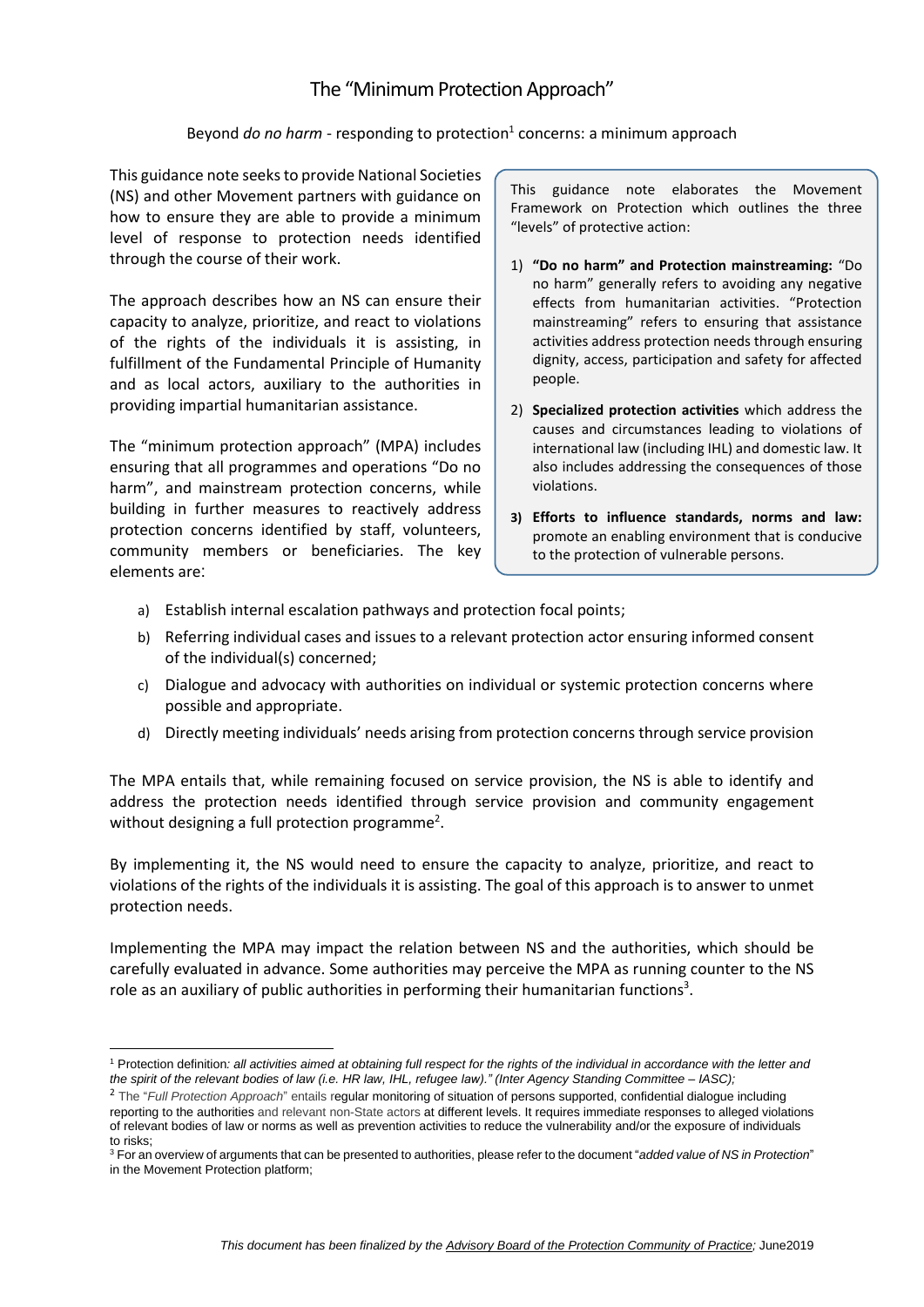# The "Minimum Protection Approach"

Beyond *do no harm* - responding to protection[1] concerns: a minimum approach

This guidance note seeks to provide National Societies (NS) and other Movement partners with guidance on how to ensure they are able to provide a minimum level of response to protection needs identified through the course of their work.

The approach describes how an NS can ensure their capacity to analyze, prioritize, and react to violations of the rights of the individuals it is assisting, in fulfillment of the Fundamental Principle of Humanity and as local actors, auxiliary to the authorities in providing impartial humanitarian assistance.

The "minimum protection approach" (MPA) includes ensuring that all programmes and operations "Do no harm", and mainstream protection concerns, while building in further measures to reactively address protection concerns identified by staff, volunteers, community members or beneficiaries. The key elements are:

> This guidance note elaborates the Movement Framework on Protection which outlines the three "levels" of protective action:
>
> 1) **"Do no harm" and Protection mainstreaming:** "Do no harm" generally refers to avoiding any negative effects from humanitarian activities. "Protection mainstreaming" refers to ensuring that assistance activities address protection needs through ensuring dignity, access, participation and safety for affected people.
> 2) **Specialized protection activities** which address the causes and circumstances leading to violations of international law (including IHL) and domestic law. It also includes addressing the consequences of those violations.
> 3) **Efforts to influence standards, norms and law:** promote an enabling environment that is conducive to the protection of vulnerable persons.

a) Establish internal escalation pathways and protection focal points;
b) Referring individual cases and issues to a relevant protection actor ensuring informed consent of the individual(s) concerned;
c) Dialogue and advocacy with authorities on individual or systemic protection concerns where possible and appropriate.
d) Directly meeting individuals' needs arising from protection concerns through service provision

The MPA entails that, while remaining focused on service provision, the NS is able to identify and address the protection needs identified through service provision and community engagement without designing a full protection programme[2].

By implementing it, the NS would need to ensure the capacity to analyze, prioritize, and react to violations of the rights of the individuals it is assisting. The goal of this approach is to answer to unmet protection needs.

Implementing the MPA may impact the relation between NS and the authorities, which should be carefully evaluated in advance. Some authorities may perceive the MPA as running counter to the NS role as an auxiliary of public authorities in performing their humanitarian functions[3].

---

[1] Protection definition*: all activities aimed at obtaining full respect for the rights of the individual in accordance with the letter and the spirit of the relevant bodies of law (i.e. HR law, IHL, refugee law)." (Inter Agency Standing Committee – IASC);*

[2] The "*Full Protection Approach*" entails regular monitoring of situation of persons supported, confidential dialogue including reporting to the authorities and relevant non-State actors at different levels. It requires immediate responses to alleged violations of relevant bodies of law or norms as well as prevention activities to reduce the vulnerability and/or the exposure of individuals to risks;

[3] For an overview of arguments that can be presented to authorities, please refer to the document "*added value of NS in Protection*" in the Movement Protection platform;

*This document has been finalized by the Advisory Board of the Protection Community of Practice;* June2019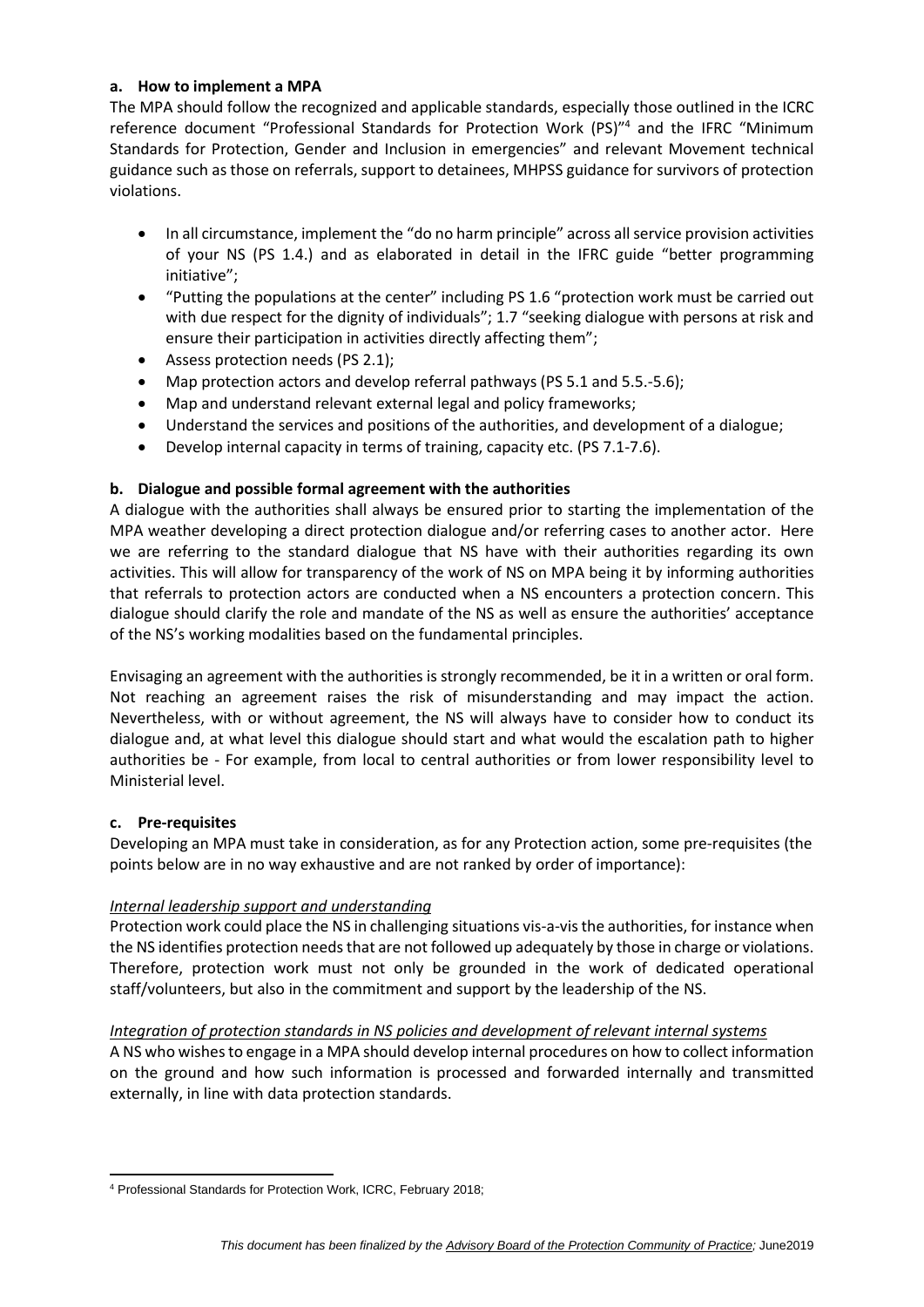**a. How to implement a MPA**

The MPA should follow the recognized and applicable standards, especially those outlined in the ICRC reference document "Professional Standards for Protection Work (PS)"[4] and the IFRC "Minimum Standards for Protection, Gender and Inclusion in emergencies" and relevant Movement technical guidance such as those on referrals, support to detainees, MHPSS guidance for survivors of protection violations.

- In all circumstance, implement the "do no harm principle" across all service provision activities of your NS (PS 1.4.) and as elaborated in detail in the IFRC guide "better programming initiative";
- "Putting the populations at the center" including PS 1.6 "protection work must be carried out with due respect for the dignity of individuals"; 1.7 "seeking dialogue with persons at risk and ensure their participation in activities directly affecting them";
- Assess protection needs (PS 2.1);
- Map protection actors and develop referral pathways (PS 5.1 and 5.5.-5.6);
- Map and understand relevant external legal and policy frameworks;
- Understand the services and positions of the authorities, and development of a dialogue;
- Develop internal capacity in terms of training, capacity etc. (PS 7.1-7.6).

**b. Dialogue and possible formal agreement with the authorities**

A dialogue with the authorities shall always be ensured prior to starting the implementation of the MPA weather developing a direct protection dialogue and/or referring cases to another actor. Here we are referring to the standard dialogue that NS have with their authorities regarding its own activities. This will allow for transparency of the work of NS on MPA being it by informing authorities that referrals to protection actors are conducted when a NS encounters a protection concern. This dialogue should clarify the role and mandate of the NS as well as ensure the authorities' acceptance of the NS's working modalities based on the fundamental principles.

Envisaging an agreement with the authorities is strongly recommended, be it in a written or oral form. Not reaching an agreement raises the risk of misunderstanding and may impact the action. Nevertheless, with or without agreement, the NS will always have to consider how to conduct its dialogue and, at what level this dialogue should start and what would the escalation path to higher authorities be - For example, from local to central authorities or from lower responsibility level to Ministerial level.

**c. Pre-requisites**

Developing an MPA must take in consideration, as for any Protection action, some pre-requisites (the points below are in no way exhaustive and are not ranked by order of importance):

*Internal leadership support and understanding*

Protection work could place the NS in challenging situations vis-a-vis the authorities, for instance when the NS identifies protection needs that are not followed up adequately by those in charge or violations. Therefore, protection work must not only be grounded in the work of dedicated operational staff/volunteers, but also in the commitment and support by the leadership of the NS.

*Integration of protection standards in NS policies and development of relevant internal systems*

A NS who wishes to engage in a MPA should develop internal procedures on how to collect information on the ground and how such information is processed and forwarded internally and transmitted externally, in line with data protection standards.

[4] Professional Standards for Protection Work, ICRC, February 2018;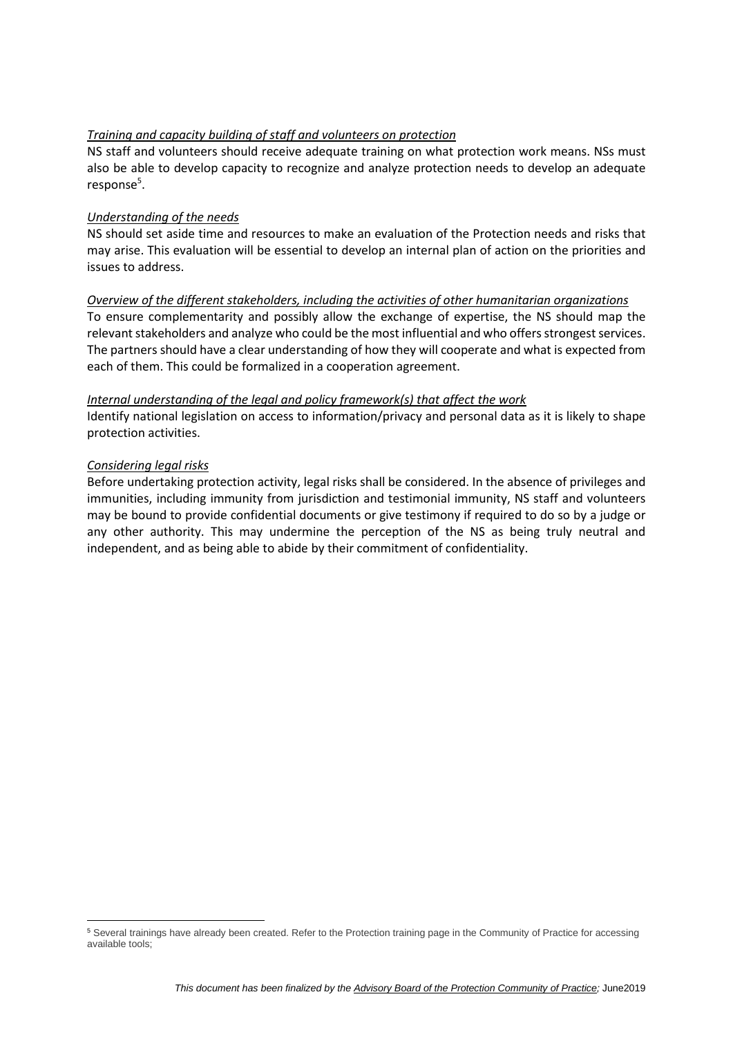*Training and capacity building of staff and volunteers on protection*

NS staff and volunteers should receive adequate training on what protection work means. NSs must also be able to develop capacity to recognize and analyze protection needs to develop an adequate response[5].

*Understanding of the needs*

NS should set aside time and resources to make an evaluation of the Protection needs and risks that may arise. This evaluation will be essential to develop an internal plan of action on the priorities and issues to address.

*Overview of the different stakeholders, including the activities of other humanitarian organizations*

To ensure complementarity and possibly allow the exchange of expertise, the NS should map the relevant stakeholders and analyze who could be the most influential and who offers strongest services. The partners should have a clear understanding of how they will cooperate and what is expected from each of them. This could be formalized in a cooperation agreement.

*Internal understanding of the legal and policy framework(s) that affect the work*

Identify national legislation on access to information/privacy and personal data as it is likely to shape protection activities.

*Considering legal risks*

Before undertaking protection activity, legal risks shall be considered. In the absence of privileges and immunities, including immunity from jurisdiction and testimonial immunity, NS staff and volunteers may be bound to provide confidential documents or give testimony if required to do so by a judge or any other authority. This may undermine the perception of the NS as being truly neutral and independent, and as being able to abide by their commitment of confidentiality.

[5] Several trainings have already been created. Refer to the Protection training page in the Community of Practice for accessing available tools;

*This document has been finalized by the Advisory Board of the Protection Community of Practice;* June2019